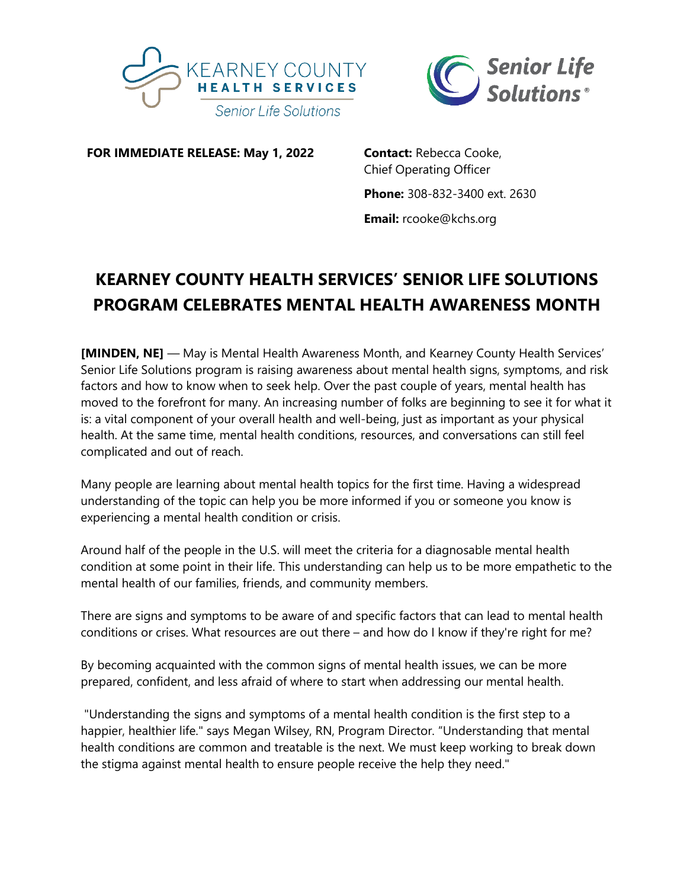Kearney County Health Services — Senior Life Solutions

Senior Life Solutions®

**FOR IMMEDIATE RELEASE: May 1, 2022**

**Contact:** Rebecca Cooke, Chief Operating Officer

**Phone:** 308-832-3400 ext. 2630

**Email:** rcooke@kchs.org

# KEARNEY COUNTY HEALTH SERVICES' SENIOR LIFE SOLUTIONS PROGRAM CELEBRATES MENTAL HEALTH AWARENESS MONTH

**[MINDEN, NE]** — May is Mental Health Awareness Month, and Kearney County Health Services' Senior Life Solutions program is raising awareness about mental health signs, symptoms, and risk factors and how to know when to seek help. Over the past couple of years, mental health has moved to the forefront for many. An increasing number of folks are beginning to see it for what it is: a vital component of your overall health and well-being, just as important as your physical health. At the same time, mental health conditions, resources, and conversations can still feel complicated and out of reach.

Many people are learning about mental health topics for the first time. Having a widespread understanding of the topic can help you be more informed if you or someone you know is experiencing a mental health condition or crisis.

Around half of the people in the U.S. will meet the criteria for a diagnosable mental health condition at some point in their life. This understanding can help us to be more empathetic to the mental health of our families, friends, and community members.

There are signs and symptoms to be aware of and specific factors that can lead to mental health conditions or crises. What resources are out there – and how do I know if they're right for me?

By becoming acquainted with the common signs of mental health issues, we can be more prepared, confident, and less afraid of where to start when addressing our mental health.

"Understanding the signs and symptoms of a mental health condition is the first step to a happier, healthier life." says Megan Wilsey, RN, Program Director. "Understanding that mental health conditions are common and treatable is the next. We must keep working to break down the stigma against mental health to ensure people receive the help they need."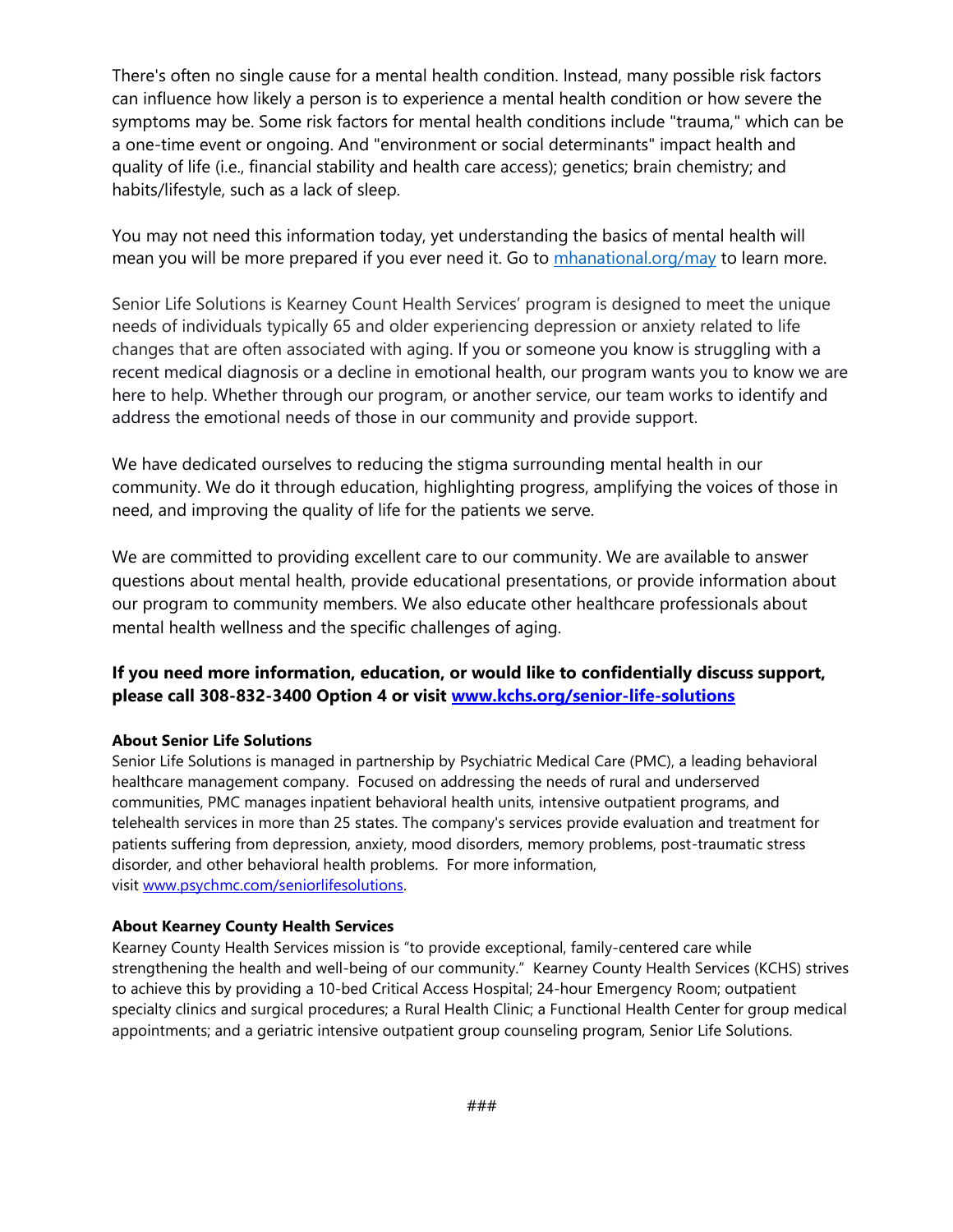There's often no single cause for a mental health condition. Instead, many possible risk factors can influence how likely a person is to experience a mental health condition or how severe the symptoms may be. Some risk factors for mental health conditions include "trauma," which can be a one-time event or ongoing. And "environment or social determinants" impact health and quality of life (i.e., financial stability and health care access); genetics; brain chemistry; and habits/lifestyle, such as a lack of sleep.

You may not need this information today, yet understanding the basics of mental health will mean you will be more prepared if you ever need it. Go to [mhanational.org/may](mhanational.org/may) to learn more.

Senior Life Solutions is Kearney Count Health Services' program is designed to meet the unique needs of individuals typically 65 and older experiencing depression or anxiety related to life changes that are often associated with aging. If you or someone you know is struggling with a recent medical diagnosis or a decline in emotional health, our program wants you to know we are here to help. Whether through our program, or another service, our team works to identify and address the emotional needs of those in our community and provide support.

We have dedicated ourselves to reducing the stigma surrounding mental health in our community. We do it through education, highlighting progress, amplifying the voices of those in need, and improving the quality of life for the patients we serve.

We are committed to providing excellent care to our community. We are available to answer questions about mental health, provide educational presentations, or provide information about our program to community members. We also educate other healthcare professionals about mental health wellness and the specific challenges of aging.

**If you need more information, education, or would like to confidentially discuss support, please call 308-832-3400 Option 4 or visit [www.kchs.org/senior-life-solutions](www.kchs.org/senior-life-solutions)**

**About Senior Life Solutions**

Senior Life Solutions is managed in partnership by Psychiatric Medical Care (PMC), a leading behavioral healthcare management company. Focused on addressing the needs of rural and underserved communities, PMC manages inpatient behavioral health units, intensive outpatient programs, and telehealth services in more than 25 states. The company's services provide evaluation and treatment for patients suffering from depression, anxiety, mood disorders, memory problems, post-traumatic stress disorder, and other behavioral health problems. For more information, visit [www.psychmc.com/seniorlifesolutions](www.psychmc.com/seniorlifesolutions).

**About Kearney County Health Services**

Kearney County Health Services mission is "to provide exceptional, family-centered care while strengthening the health and well-being of our community." Kearney County Health Services (KCHS) strives to achieve this by providing a 10-bed Critical Access Hospital; 24-hour Emergency Room; outpatient specialty clinics and surgical procedures; a Rural Health Clinic; a Functional Health Center for group medical appointments; and a geriatric intensive outpatient group counseling program, Senior Life Solutions.

###